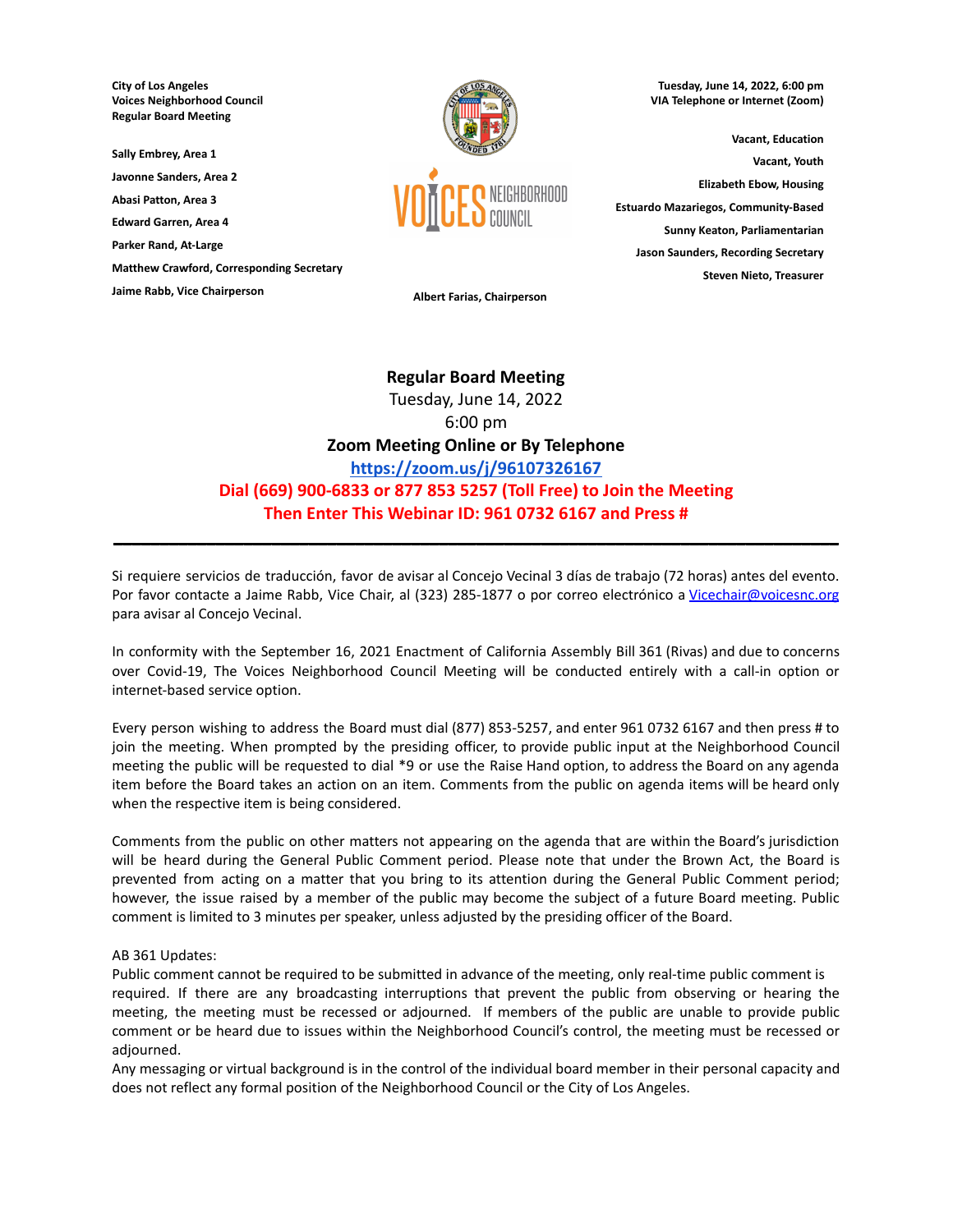**City of Los Angeles**
**Voices Neighborhood Council**
**Regular Board Meeting**

**Sally Embrey, Area 1**
**Javonne Sanders, Area 2**
**Abasi Patton, Area 3**
**Edward Garren, Area 4**
**Parker Rand, At-Large**
**Matthew Crawford, Corresponding Secretary**
**Jaime Rabb, Vice Chairperson**

**Albert Farias, Chairperson**

**Tuesday, June 14, 2022, 6:00 pm**
**VIA Telephone or Internet (Zoom)**

**Vacant, Education**
**Vacant, Youth**
**Elizabeth Ebow, Housing**
**Estuardo Mazariegos, Community-Based**
**Sunny Keaton, Parliamentarian**
**Jason Saunders, Recording Secretary**
**Steven Nieto, Treasurer**

# Regular Board Meeting

Tuesday, June 14, 2022
6:00 pm

**Zoom Meeting Online or By Telephone**
**https://zoom.us/j/96107326167**
**Dial (669) 900-6833 or 877 853 5257 (Toll Free) to Join the Meeting**
**Then Enter This Webinar ID: 961 0732 6167 and Press #**

---

Si requiere servicios de traducción, favor de avisar al Concejo Vecinal 3 días de trabajo (72 horas) antes del evento. Por favor contacte a Jaime Rabb, Vice Chair, al (323) 285-1877 o por correo electrónico a Vicechair@voicesnc.org para avisar al Concejo Vecinal.

In conformity with the September 16, 2021 Enactment of California Assembly Bill 361 (Rivas) and due to concerns over Covid-19, The Voices Neighborhood Council Meeting will be conducted entirely with a call-in option or internet-based service option.

Every person wishing to address the Board must dial (877) 853-5257, and enter 961 0732 6167 and then press # to join the meeting. When prompted by the presiding officer, to provide public input at the Neighborhood Council meeting the public will be requested to dial *9 or use the Raise Hand option, to address the Board on any agenda item before the Board takes an action on an item. Comments from the public on agenda items will be heard only when the respective item is being considered.

Comments from the public on other matters not appearing on the agenda that are within the Board's jurisdiction will be heard during the General Public Comment period. Please note that under the Brown Act, the Board is prevented from acting on a matter that you bring to its attention during the General Public Comment period; however, the issue raised by a member of the public may become the subject of a future Board meeting. Public comment is limited to 3 minutes per speaker, unless adjusted by the presiding officer of the Board.

AB 361 Updates:
Public comment cannot be required to be submitted in advance of the meeting, only real-time public comment is required. If there are any broadcasting interruptions that prevent the public from observing or hearing the meeting, the meeting must be recessed or adjourned. If members of the public are unable to provide public comment or be heard due to issues within the Neighborhood Council's control, the meeting must be recessed or adjourned.
Any messaging or virtual background is in the control of the individual board member in their personal capacity and does not reflect any formal position of the Neighborhood Council or the City of Los Angeles.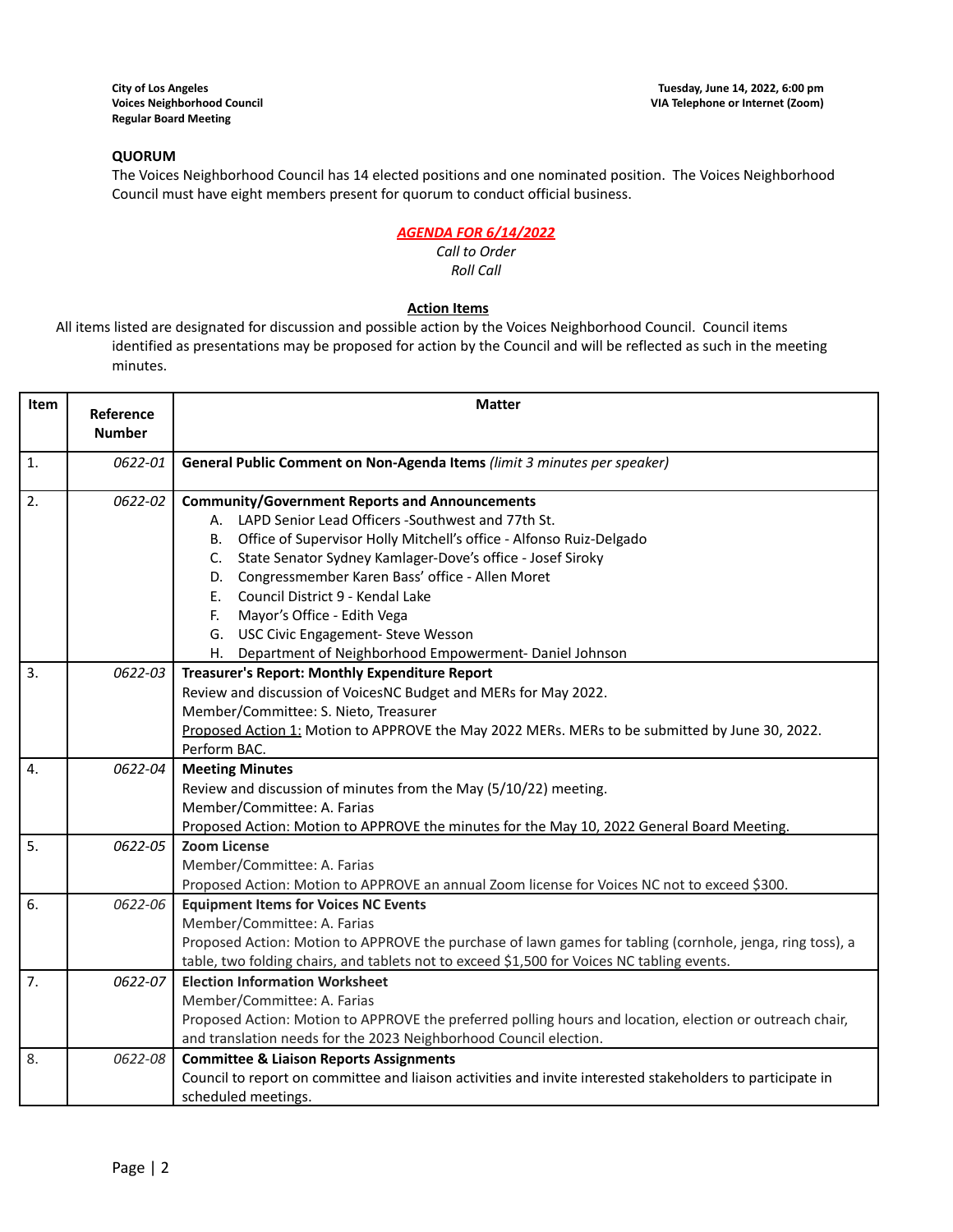**City of Los Angeles**
**Voices Neighborhood Council**
**Regular Board Meeting**

**Tuesday, June 14, 2022, 6:00 pm**
**VIA Telephone or Internet (Zoom)**

**QUORUM**

The Voices Neighborhood Council has 14 elected positions and one nominated position. The Voices Neighborhood Council must have eight members present for quorum to conduct official business.

***AGENDA FOR 6/14/2022***

*Call to Order*

*Roll Call*

**Action Items**

All items listed are designated for discussion and possible action by the Voices Neighborhood Council. Council items identified as presentations may be proposed for action by the Council and will be reflected as such in the meeting minutes.

| Item | Reference Number | Matter |
|---|---|---|
| 1. | *0622-01* | **General Public Comment on Non-Agenda Items** *(limit 3 minutes per speaker)* |
| 2. | *0622-02* | **Community/Government Reports and Announcements**<br>A. LAPD Senior Lead Officers -Southwest and 77th St.<br>B. Office of Supervisor Holly Mitchell's office - Alfonso Ruiz-Delgado<br>C. State Senator Sydney Kamlager-Dove's office - Josef Siroky<br>D. Congressmember Karen Bass' office - Allen Moret<br>E. Council District 9 - Kendal Lake<br>F. Mayor's Office - Edith Vega<br>G. USC Civic Engagement- Steve Wesson<br>H. Department of Neighborhood Empowerment- Daniel Johnson |
| 3. | *0622-03* | **Treasurer's Report: Monthly Expenditure Report**<br>Review and discussion of VoicesNC Budget and MERs for May 2022.<br>Member/Committee: S. Nieto, Treasurer<br><u>Proposed Action 1:</u> Motion to APPROVE the May 2022 MERs. MERs to be submitted by June 30, 2022. Perform BAC. |
| 4. | *0622-04* | **Meeting Minutes**<br>Review and discussion of minutes from the May (5/10/22) meeting.<br>Member/Committee: A. Farias<br>Proposed Action: Motion to APPROVE the minutes for the May 10, 2022 General Board Meeting. |
| 5. | *0622-05* | **Zoom License**<br>Member/Committee: A. Farias<br>Proposed Action: Motion to APPROVE an annual Zoom license for Voices NC not to exceed $300. |
| 6. | *0622-06* | **Equipment Items for Voices NC Events**<br>Member/Committee: A. Farias<br>Proposed Action: Motion to APPROVE the purchase of lawn games for tabling (cornhole, jenga, ring toss), a table, two folding chairs, and tablets not to exceed $1,500 for Voices NC tabling events. |
| 7. | *0622-07* | **Election Information Worksheet**<br>Member/Committee: A. Farias<br>Proposed Action: Motion to APPROVE the preferred polling hours and location, election or outreach chair, and translation needs for the 2023 Neighborhood Council election. |
| 8. | *0622-08* | **Committee & Liaison Reports Assignments**<br>Council to report on committee and liaison activities and invite interested stakeholders to participate in scheduled meetings. |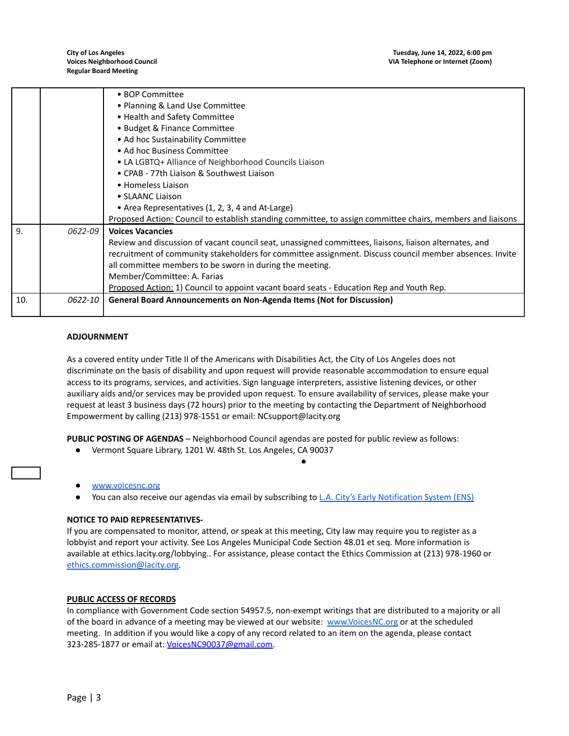| | | |
|---|---|---|
| | | • BOP Committee<br>• Planning & Land Use Committee<br>• Health and Safety Committee<br>• Budget & Finance Committee<br>• Ad hoc Sustainability Committee<br>• Ad hoc Business Committee<br>• LA LGBTQ+ Alliance of Neighborhood Councils Liaison<br>• CPAB - 77th Liaison & Southwest Liaison<br>• Homeless Liaison<br>• SLAANC Liaison<br>• Area Representatives (1, 2, 3, 4 and At-Large)<br>Proposed Action: Council to establish standing committee, to assign committee chairs, members and liaisons |
| 9. | *0622-09* | **Voices Vacancies**<br>Review and discussion of vacant council seat, unassigned committees, liaisons, liaison alternates, and recruitment of community stakeholders for committee assignment. Discuss council member absences. Invite all committee members to be sworn in during the meeting.<br>Member/Committee: A. Farias<br>Proposed Action: 1) Council to appoint vacant board seats - Education Rep and Youth Rep. |
| 10. | *0622-10* | **General Board Announcements on Non-Agenda Items (Not for Discussion)** |

**ADJOURNMENT**

As a covered entity under Title II of the Americans with Disabilities Act, the City of Los Angeles does not discriminate on the basis of disability and upon request will provide reasonable accommodation to ensure equal access to its programs, services, and activities. Sign language interpreters, assistive listening devices, or other auxiliary aids and/or services may be provided upon request. To ensure availability of services, please make your request at least 3 business days (72 hours) prior to the meeting by contacting the Department of Neighborhood Empowerment by calling (213) 978-1551 or email: NCsupport@lacity.org

**PUBLIC POSTING OF AGENDAS** – Neighborhood Council agendas are posted for public review as follows:

- Vermont Square Library, 1201 W. 48th St. Los Angeles, CA 90037
- www.voicesnc.org
- You can also receive our agendas via email by subscribing to L.A. City's Early Notification System (ENS)

**NOTICE TO PAID REPRESENTATIVES-**
If you are compensated to monitor, attend, or speak at this meeting, City law may require you to register as a lobbyist and report your activity. See Los Angeles Municipal Code Section 48.01 et seq. More information is available at ethics.lacity.org/lobbying.. For assistance, please contact the Ethics Commission at (213) 978-1960 or ethics.commission@lacity.org.

**PUBLIC ACCESS OF RECORDS**
In compliance with Government Code section 54957.5, non-exempt writings that are distributed to a majority or all of the board in advance of a meeting may be viewed at our website: www.VoicesNC.org or at the scheduled meeting. In addition if you would like a copy of any record related to an item on the agenda, please contact 323-285-1877 or email at: VoicesNC90037@gmail.com.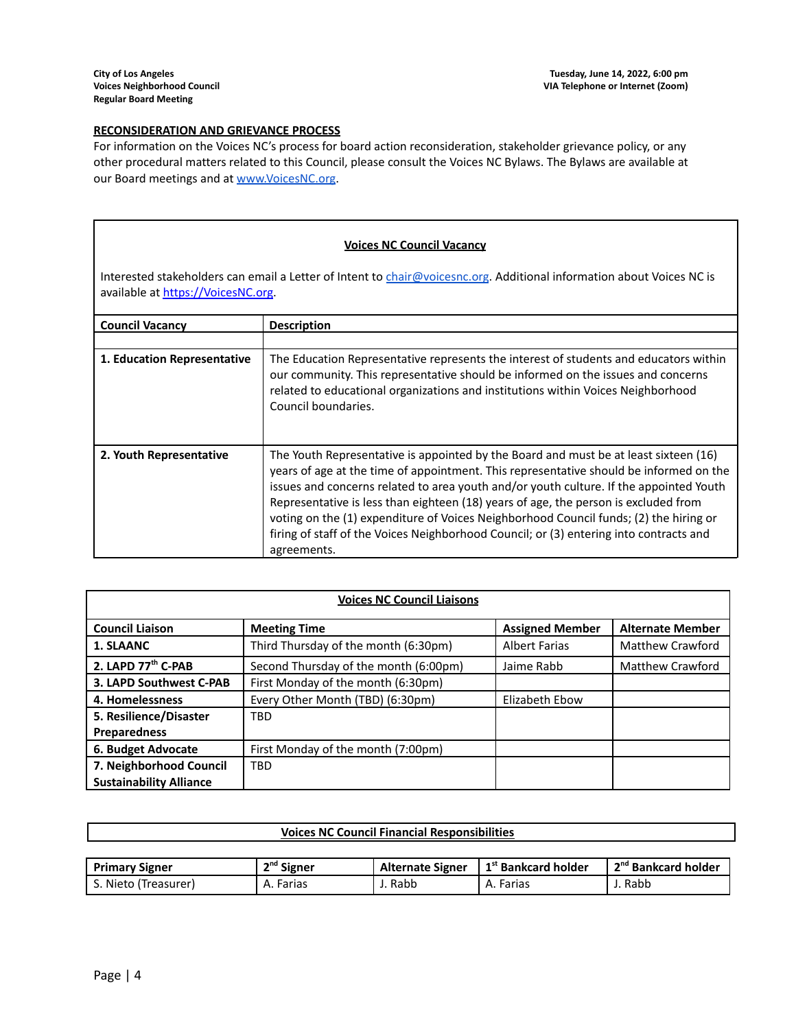## RECONSIDERATION AND GRIEVANCE PROCESS

For information on the Voices NC's process for board action reconsideration, stakeholder grievance policy, or any other procedural matters related to this Council, please consult the Voices NC Bylaws. The Bylaws are available at our Board meetings and at [www.VoicesNC.org](http://www.VoicesNC.org).

**Voices NC Council Vacancy**

Interested stakeholders can email a Letter of Intent to [chair@voicesnc.org](mailto:chair@voicesnc.org). Additional information about Voices NC is available at [https://VoicesNC.org](https://VoicesNC.org).

| Council Vacancy | Description |
|---|---|
| | |
| **1. Education Representative** | The Education Representative represents the interest of students and educators within our community. This representative should be informed on the issues and concerns related to educational organizations and institutions within Voices Neighborhood Council boundaries. |
| **2. Youth Representative** | The Youth Representative is appointed by the Board and must be at least sixteen (16) years of age at the time of appointment. This representative should be informed on the issues and concerns related to area youth and/or youth culture. If the appointed Youth Representative is less than eighteen (18) years of age, the person is excluded from voting on the (1) expenditure of Voices Neighborhood Council funds; (2) the hiring or firing of staff of the Voices Neighborhood Council; or (3) entering into contracts and agreements. |

**Voices NC Council Liaisons**

| Council Liaison | Meeting Time | Assigned Member | Alternate Member |
|---|---|---|---|
| **1. SLAANC** | Third Thursday of the month (6:30pm) | Albert Farias | Matthew Crawford |
| **2. LAPD 77th C-PAB** | Second Thursday of the month (6:00pm) | Jaime Rabb | Matthew Crawford |
| **3. LAPD Southwest C-PAB** | First Monday of the month (6:30pm) | | |
| **4. Homelessness** | Every Other Month (TBD) (6:30pm) | Elizabeth Ebow | |
| **5. Resilience/Disaster Preparedness** | TBD | | |
| **6. Budget Advocate** | First Monday of the month (7:00pm) | | |
| **7. Neighborhood Council Sustainability Alliance** | TBD | | |

**Voices NC Council Financial Responsibilities**

| Primary Signer | 2nd Signer | Alternate Signer | 1st Bankcard holder | 2nd Bankcard holder |
|---|---|---|---|---|
| S. Nieto (Treasurer) | A. Farias | J. Rabb | A. Farias | J. Rabb |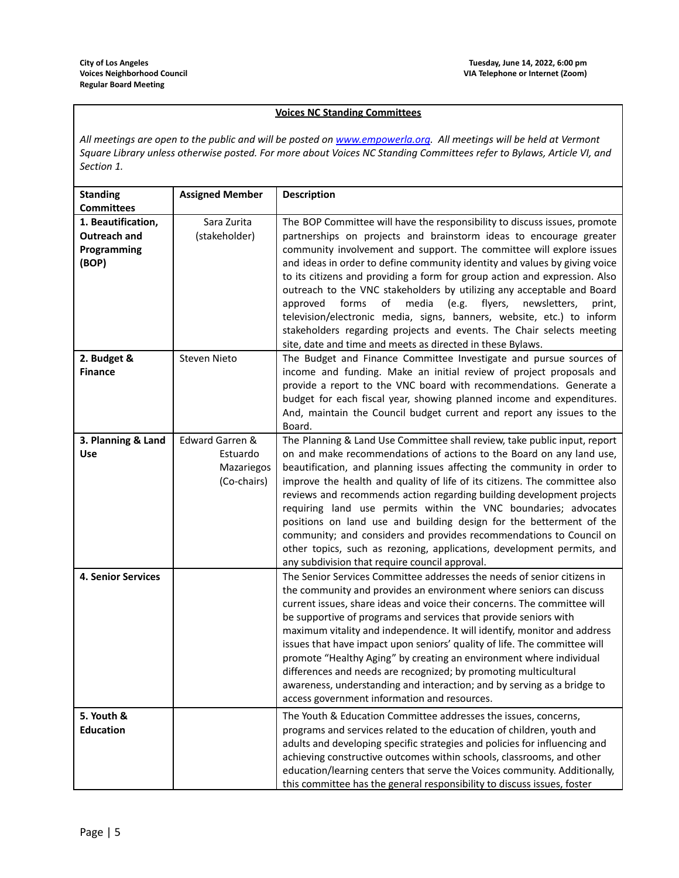**Voices NC Standing Committees**

*All meetings are open to the public and will be posted on [www.empowerla.org](http://www.empowerla.org). All meetings will be held at Vermont Square Library unless otherwise posted. For more about Voices NC Standing Committees refer to Bylaws, Article VI, and Section 1.*

| Standing Committees | Assigned Member | Description |
|---|---|---|
| **1. Beautification, Outreach and Programming (BOP)** | Sara Zurita (stakeholder) | The BOP Committee will have the responsibility to discuss issues, promote partnerships on projects and brainstorm ideas to encourage greater community involvement and support. The committee will explore issues and ideas in order to define community identity and values by giving voice to its citizens and providing a form for group action and expression. Also outreach to the VNC stakeholders by utilizing any acceptable and Board approved forms of media (e.g. flyers, newsletters, print, television/electronic media, signs, banners, website, etc.) to inform stakeholders regarding projects and events. The Chair selects meeting site, date and time and meets as directed in these Bylaws. |
| **2. Budget & Finance** | Steven Nieto | The Budget and Finance Committee Investigate and pursue sources of income and funding. Make an initial review of project proposals and provide a report to the VNC board with recommendations. Generate a budget for each fiscal year, showing planned income and expenditures. And, maintain the Council budget current and report any issues to the Board. |
| **3. Planning & Land Use** | Edward Garren & Estuardo Mazariegos (Co-chairs) | The Planning & Land Use Committee shall review, take public input, report on and make recommendations of actions to the Board on any land use, beautification, and planning issues affecting the community in order to improve the health and quality of life of its citizens. The committee also reviews and recommends action regarding building development projects requiring land use permits within the VNC boundaries; advocates positions on land use and building design for the betterment of the community; and considers and provides recommendations to Council on other topics, such as rezoning, applications, development permits, and any subdivision that require council approval. |
| **4. Senior Services** | | The Senior Services Committee addresses the needs of senior citizens in the community and provides an environment where seniors can discuss current issues, share ideas and voice their concerns. The committee will be supportive of programs and services that provide seniors with maximum vitality and independence. It will identify, monitor and address issues that have impact upon seniors' quality of life. The committee will promote "Healthy Aging" by creating an environment where individual differences and needs are recognized; by promoting multicultural awareness, understanding and interaction; and by serving as a bridge to access government information and resources. |
| **5. Youth & Education** | | The Youth & Education Committee addresses the issues, concerns, programs and services related to the education of children, youth and adults and developing specific strategies and policies for influencing and achieving constructive outcomes within schools, classrooms, and other education/learning centers that serve the Voices community. Additionally, this committee has the general responsibility to discuss issues, foster |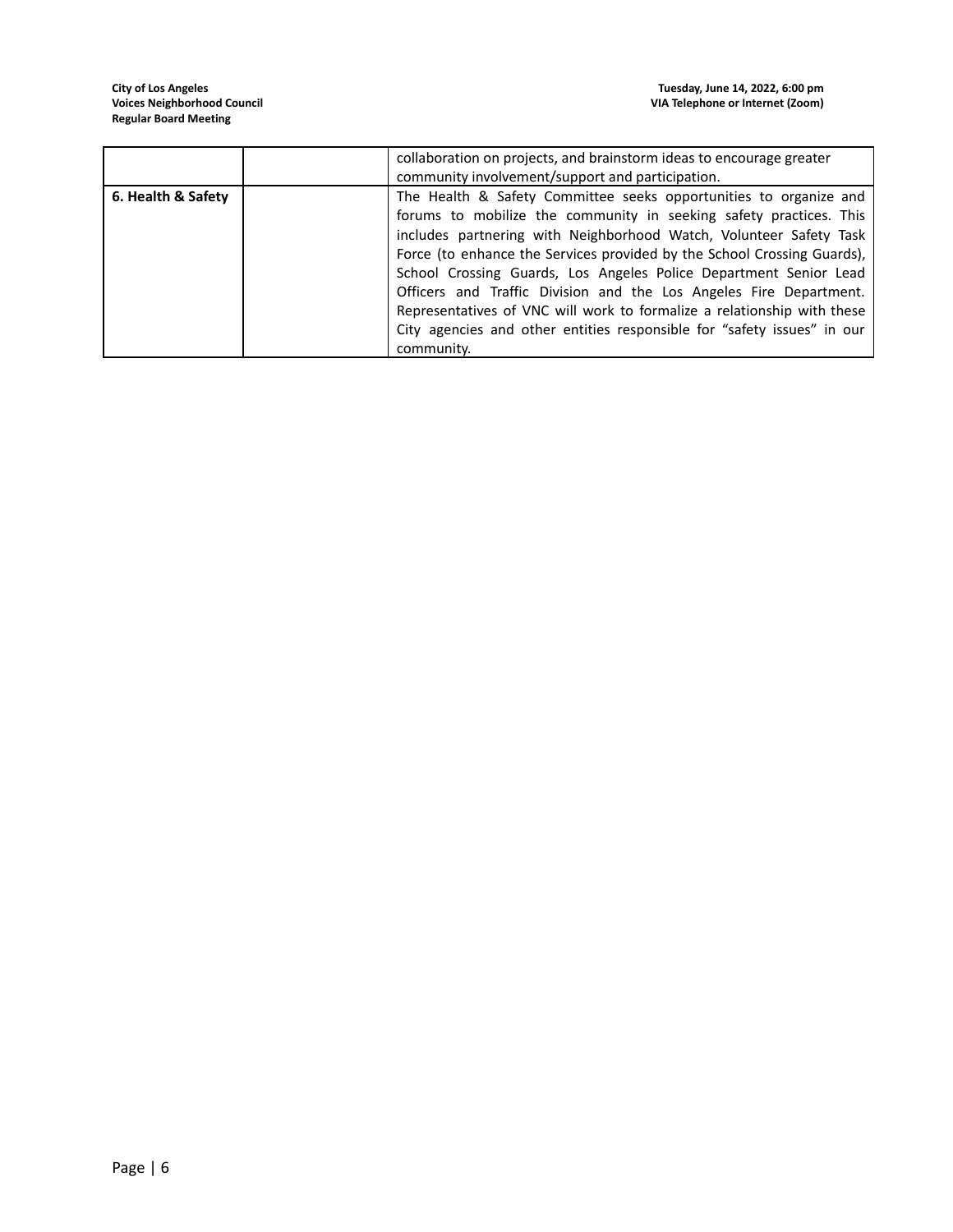| | | |
|---|---|---|
| | | collaboration on projects, and brainstorm ideas to encourage greater community involvement/support and participation. |
| **6. Health & Safety** | | The Health & Safety Committee seeks opportunities to organize and forums to mobilize the community in seeking safety practices. This includes partnering with Neighborhood Watch, Volunteer Safety Task Force (to enhance the Services provided by the School Crossing Guards), School Crossing Guards, Los Angeles Police Department Senior Lead Officers and Traffic Division and the Los Angeles Fire Department. Representatives of VNC will work to formalize a relationship with these City agencies and other entities responsible for "safety issues" in our community. |